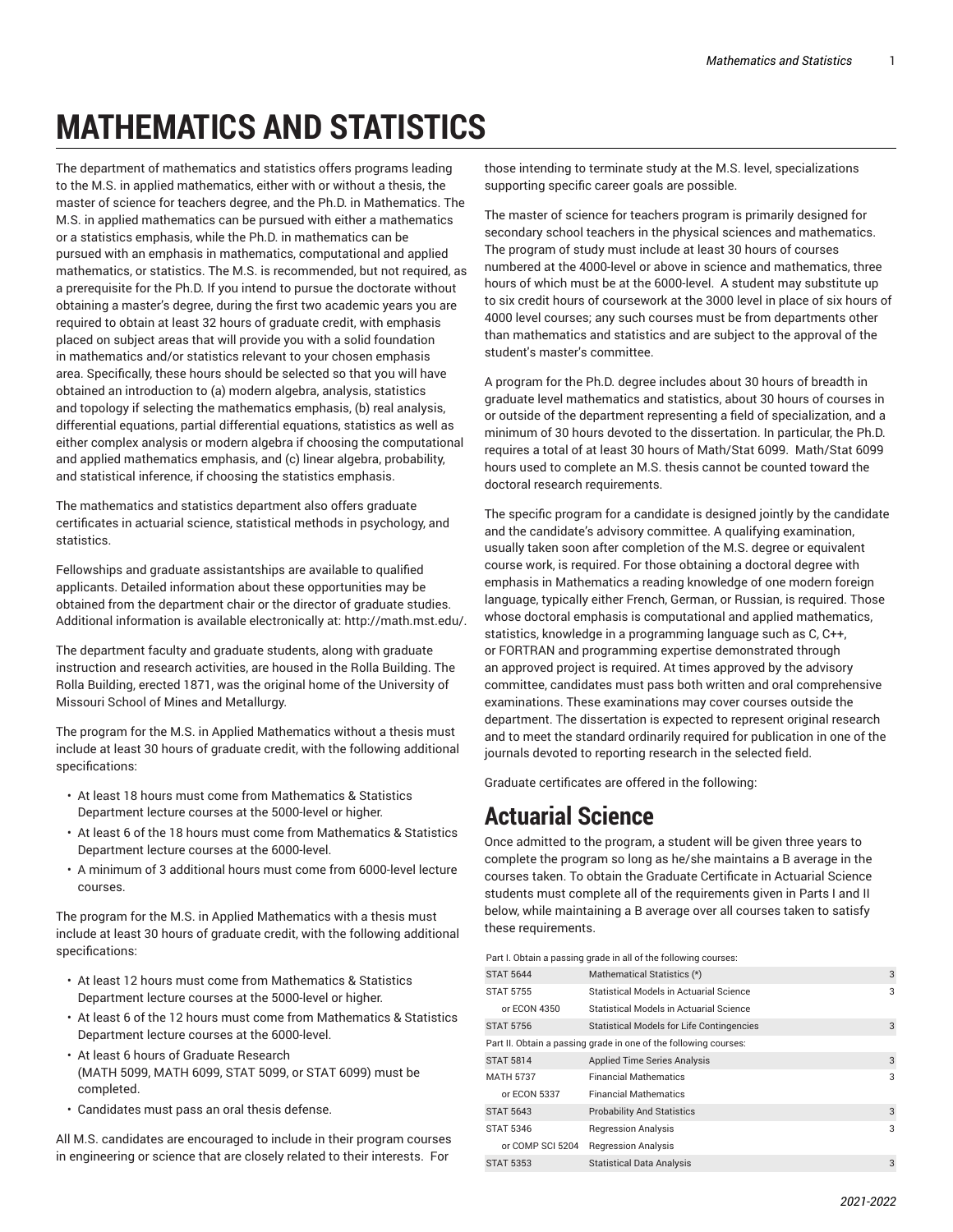# MATHEMATICS AND STATISTICS

The department of mathematics and statistics offers programs leading to the M.S. in applied mathematics, either with or without a thesis, the master of science for teachers degree, and the Ph.D. in Mathematics. The M.S. in applied mathematics can be pursued with either a mathematics or a statistics emphasis, while the Ph.D. in mathematics can be pursued with an emphasis in mathematics, computational and applied mathematics, or statistics. The M.S. is recommended, but not required, as a prerequisite for the Ph.D. If you intend to pursue the doctorate without obtaining a master's degree, during the first two academic years you are required to obtain at least 32 hours of graduate credit, with emphasis placed on subject areas that will provide you with a solid foundation in mathematics and/or statistics relevant to your chosen emphasis area. Specifically, these hours should be selected so that you will have obtained an introduction to (a) modern algebra, analysis, statistics and topology if selecting the mathematics emphasis, (b) real analysis, differential equations, partial differential equations, statistics as well as either complex analysis or modern algebra if choosing the computational and applied mathematics emphasis, and (c) linear algebra, probability, and statistical inference, if choosing the statistics emphasis.

The mathematics and statistics department also offers graduate certificates in actuarial science, statistical methods in psychology, and statistics.

Fellowships and graduate assistantships are available to qualified applicants. Detailed information about these opportunities may be obtained from the department chair or the director of graduate studies. Additional information is available electronically at: http://math.mst.edu/.

The department faculty and graduate students, along with graduate instruction and research activities, are housed in the Rolla Building. The Rolla Building, erected 1871, was the original home of the University of Missouri School of Mines and Metallurgy.

The program for the M.S. in Applied Mathematics without a thesis must include at least 30 hours of graduate credit, with the following additional specifications:

- At least 18 hours must come from Mathematics & Statistics Department lecture courses at the 5000-level or higher.
- At least 6 of the 18 hours must come from Mathematics & Statistics Department lecture courses at the 6000-level.
- A minimum of 3 additional hours must come from 6000-level lecture courses.

The program for the M.S. in Applied Mathematics with a thesis must include at least 30 hours of graduate credit, with the following additional specifications:

- At least 12 hours must come from Mathematics & Statistics Department lecture courses at the 5000-level or higher.
- At least 6 of the 12 hours must come from Mathematics & Statistics Department lecture courses at the 6000-level.
- At least 6 hours of Graduate Research (MATH 5099, MATH 6099, STAT 5099, or STAT 6099) must be completed.
- Candidates must pass an oral thesis defense.

All M.S. candidates are encouraged to include in their program courses in engineering or science that are closely related to their interests. For those intending to terminate study at the M.S. level, specializations supporting specific career goals are possible.

The master of science for teachers program is primarily designed for secondary school teachers in the physical sciences and mathematics. The program of study must include at least 30 hours of courses numbered at the 4000-level or above in science and mathematics, three hours of which must be at the 6000-level. A student may substitute up to six credit hours of coursework at the 3000 level in place of six hours of 4000 level courses; any such courses must be from departments other than mathematics and statistics and are subject to the approval of the student's master's committee.

A program for the Ph.D. degree includes about 30 hours of breadth in graduate level mathematics and statistics, about 30 hours of courses in or outside of the department representing a field of specialization, and a minimum of 30 hours devoted to the dissertation. In particular, the Ph.D. requires a total of at least 30 hours of Math/Stat 6099. Math/Stat 6099 hours used to complete an M.S. thesis cannot be counted toward the doctoral research requirements.

The specific program for a candidate is designed jointly by the candidate and the candidate's advisory committee. A qualifying examination, usually taken soon after completion of the M.S. degree or equivalent course work, is required. For those obtaining a doctoral degree with emphasis in Mathematics a reading knowledge of one modern foreign language, typically either French, German, or Russian, is required. Those whose doctoral emphasis is computational and applied mathematics, statistics, knowledge in a programming language such as C, C++, or FORTRAN and programming expertise demonstrated through an approved project is required. At times approved by the advisory committee, candidates must pass both written and oral comprehensive examinations. These examinations may cover courses outside the department. The dissertation is expected to represent original research and to meet the standard ordinarily required for publication in one of the journals devoted to reporting research in the selected field.

Graduate certificates are offered in the following:

## Actuarial Science

Once admitted to the program, a student will be given three years to complete the program so long as he/she maintains a B average in the courses taken. To obtain the Graduate Certificate in Actuarial Science students must complete all of the requirements given in Parts I and II below, while maintaining a B average over all courses taken to satisfy these requirements.

| | | |
|---|---|---|
| Part I. Obtain a passing grade in all of the following courses: | | |
| STAT 5644 | Mathematical Statistics (*) | 3 |
| STAT 5755 | Statistical Models in Actuarial Science | 3 |
| or ECON 4350 | Statistical Models in Actuarial Science | |
| STAT 5756 | Statistical Models for Life Contingencies | 3 |
| Part II. Obtain a passing grade in one of the following courses: | | |
| STAT 5814 | Applied Time Series Analysis | 3 |
| MATH 5737 | Financial Mathematics | 3 |
| or ECON 5337 | Financial Mathematics | |
| STAT 5643 | Probability And Statistics | 3 |
| STAT 5346 | Regression Analysis | 3 |
| or COMP SCI 5204 | Regression Analysis | |
| STAT 5353 | Statistical Data Analysis | 3 |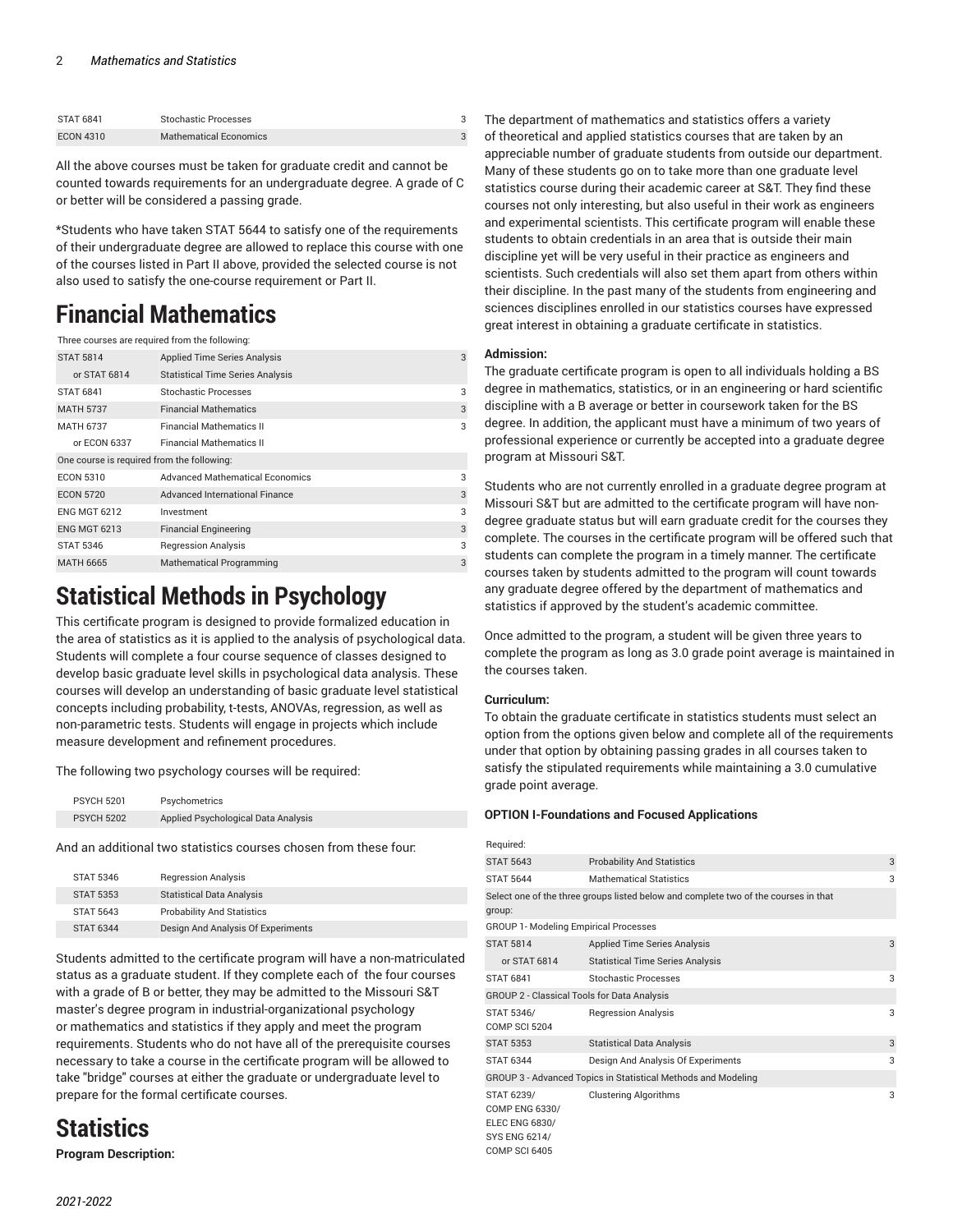| | | |
|---|---|---|
| STAT 6841 | Stochastic Processes | 3 |
| ECON 4310 | Mathematical Economics | 3 |

All the above courses must be taken for graduate credit and cannot be counted towards requirements for an undergraduate degree. A grade of C or better will be considered a passing grade.

*Students who have taken STAT 5644 to satisfy one of the requirements of their undergraduate degree are allowed to replace this course with one of the courses listed in Part II above, provided the selected course is not also used to satisfy the one-course requirement or Part II.

# Financial Mathematics

| | | |
|---|---|---|
| Three courses are required from the following: | | |
| STAT 5814 | Applied Time Series Analysis | 3 |
| or STAT 6814 | Statistical Time Series Analysis | |
| STAT 6841 | Stochastic Processes | 3 |
| MATH 5737 | Financial Mathematics | 3 |
| MATH 6737 | Financial Mathematics II | 3 |
| or ECON 6337 | Financial Mathematics II | |
| One course is required from the following: | | |
| ECON 5310 | Advanced Mathematical Economics | 3 |
| ECON 5720 | Advanced International Finance | 3 |
| ENG MGT 6212 | Investment | 3 |
| ENG MGT 6213 | Financial Engineering | 3 |
| STAT 5346 | Regression Analysis | 3 |
| MATH 6665 | Mathematical Programming | 3 |

# Statistical Methods in Psychology

This certificate program is designed to provide formalized education in the area of statistics as it is applied to the analysis of psychological data. Students will complete a four course sequence of classes designed to develop basic graduate level skills in psychological data analysis. These courses will develop an understanding of basic graduate level statistical concepts including probability, t-tests, ANOVAs, regression, as well as non-parametric tests. Students will engage in projects which include measure development and refinement procedures.

The following two psychology courses will be required:

| | |
|---|---|
| PSYCH 5201 | Psychometrics |
| PSYCH 5202 | Applied Psychological Data Analysis |

And an additional two statistics courses chosen from these four:

| | |
|---|---|
| STAT 5346 | Regression Analysis |
| STAT 5353 | Statistical Data Analysis |
| STAT 5643 | Probability And Statistics |
| STAT 6344 | Design And Analysis Of Experiments |

Students admitted to the certificate program will have a non-matriculated status as a graduate student. If they complete each of the four courses with a grade of B or better, they may be admitted to the Missouri S&T master's degree program in industrial-organizational psychology or mathematics and statistics if they apply and meet the program requirements. Students who do not have all of the prerequisite courses necessary to take a course in the certificate program will be allowed to take "bridge" courses at either the graduate or undergraduate level to prepare for the formal certificate courses.

# Statistics

**Program Description:**

The department of mathematics and statistics offers a variety of theoretical and applied statistics courses that are taken by an appreciable number of graduate students from outside our department. Many of these students go on to take more than one graduate level statistics course during their academic career at S&T. They find these courses not only interesting, but also useful in their work as engineers and experimental scientists. This certificate program will enable these students to obtain credentials in an area that is outside their main discipline yet will be very useful in their practice as engineers and scientists. Such credentials will also set them apart from others within their discipline. In the past many of the students from engineering and sciences disciplines enrolled in our statistics courses have expressed great interest in obtaining a graduate certificate in statistics.

**Admission:**

The graduate certificate program is open to all individuals holding a BS degree in mathematics, statistics, or in an engineering or hard scientific discipline with a B average or better in coursework taken for the BS degree. In addition, the applicant must have a minimum of two years of professional experience or currently be accepted into a graduate degree program at Missouri S&T.

Students who are not currently enrolled in a graduate degree program at Missouri S&T but are admitted to the certificate program will have non-degree graduate status but will earn graduate credit for the courses they complete. The courses in the certificate program will be offered such that students can complete the program in a timely manner. The certificate courses taken by students admitted to the program will count towards any graduate degree offered by the department of mathematics and statistics if approved by the student's academic committee.

Once admitted to the program, a student will be given three years to complete the program as long as 3.0 grade point average is maintained in the courses taken.

**Curriculum:**

To obtain the graduate certificate in statistics students must select an option from the options given below and complete all of the requirements under that option by obtaining passing grades in all courses taken to satisfy the stipulated requirements while maintaining a 3.0 cumulative grade point average.

**OPTION I-Foundations and Focused Applications**

| | | |
|---|---|---|
| Required: | | |
| STAT 5643 | Probability And Statistics | 3 |
| STAT 5644 | Mathematical Statistics | 3 |
| Select one of the three groups listed below and complete two of the courses in that group: | | |
| GROUP 1- Modeling Empirical Processes | | |
| STAT 5814 | Applied Time Series Analysis | 3 |
| or STAT 6814 | Statistical Time Series Analysis | |
| STAT 6841 | Stochastic Processes | 3 |
| GROUP 2 - Classical Tools for Data Analysis | | |
| STAT 5346/ COMP SCI 5204 | Regression Analysis | 3 |
| STAT 5353 | Statistical Data Analysis | 3 |
| STAT 6344 | Design And Analysis Of Experiments | 3 |
| GROUP 3 - Advanced Topics in Statistical Methods and Modeling | | |
| STAT 6239/ COMP ENG 6330/ ELEC ENG 6830/ SYS ENG 6214/ COMP SCI 6405 | Clustering Algorithms | 3 |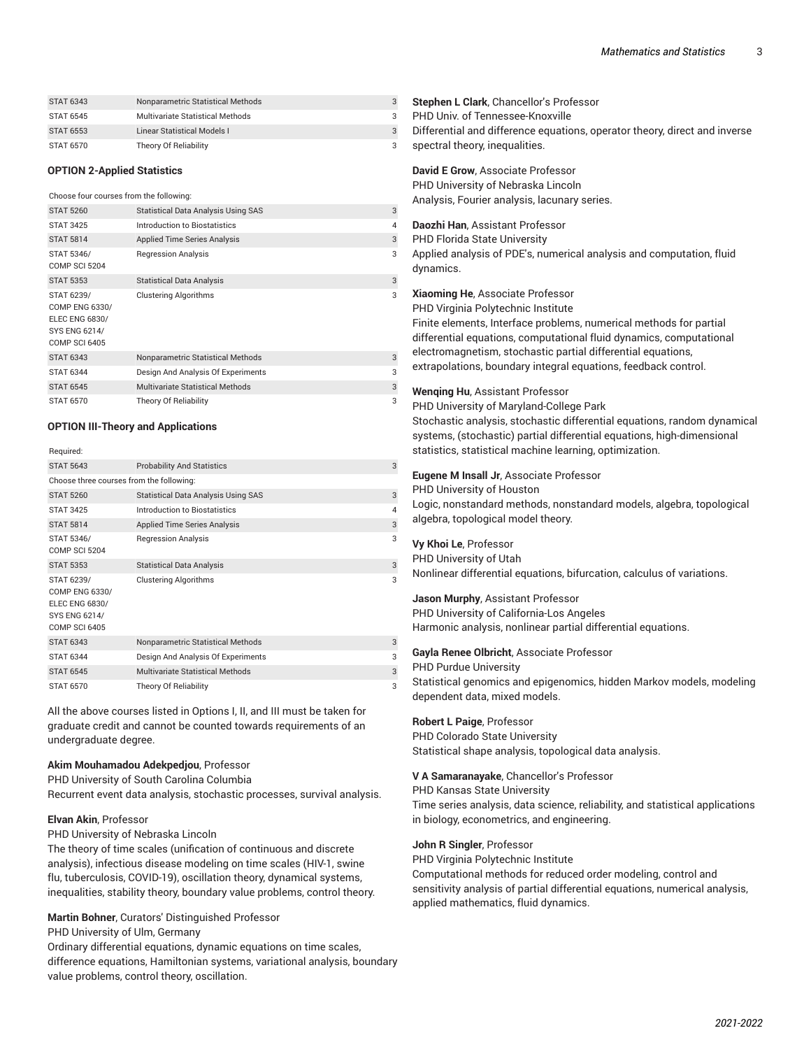| | | |
|---|---|---|
| STAT 6343 | Nonparametric Statistical Methods | 3 |
| STAT 6545 | Multivariate Statistical Methods | 3 |
| STAT 6553 | Linear Statistical Models I | 3 |
| STAT 6570 | Theory Of Reliability | 3 |

#### OPTION 2-Applied Statistics

| | | |
|---|---|---|
| Choose four courses from the following: | | |
| STAT 5260 | Statistical Data Analysis Using SAS | 3 |
| STAT 3425 | Introduction to Biostatistics | 4 |
| STAT 5814 | Applied Time Series Analysis | 3 |
| STAT 5346/ COMP SCI 5204 | Regression Analysis | 3 |
| STAT 5353 | Statistical Data Analysis | 3 |
| STAT 6239/ COMP ENG 6330/ ELEC ENG 6830/ SYS ENG 6214/ COMP SCI 6405 | Clustering Algorithms | 3 |
| STAT 6343 | Nonparametric Statistical Methods | 3 |
| STAT 6344 | Design And Analysis Of Experiments | 3 |
| STAT 6545 | Multivariate Statistical Methods | 3 |
| STAT 6570 | Theory Of Reliability | 3 |

#### OPTION III-Theory and Applications

| | | |
|---|---|---|
| Required: | | |
| STAT 5643 | Probability And Statistics | 3 |
| Choose three courses from the following: | | |
| STAT 5260 | Statistical Data Analysis Using SAS | 3 |
| STAT 3425 | Introduction to Biostatistics | 4 |
| STAT 5814 | Applied Time Series Analysis | 3 |
| STAT 5346/ COMP SCI 5204 | Regression Analysis | 3 |
| STAT 5353 | Statistical Data Analysis | 3 |
| STAT 6239/ COMP ENG 6330/ ELEC ENG 6830/ SYS ENG 6214/ COMP SCI 6405 | Clustering Algorithms | 3 |
| STAT 6343 | Nonparametric Statistical Methods | 3 |
| STAT 6344 | Design And Analysis Of Experiments | 3 |
| STAT 6545 | Multivariate Statistical Methods | 3 |
| STAT 6570 | Theory Of Reliability | 3 |

All the above courses listed in Options I, II, and III must be taken for graduate credit and cannot be counted towards requirements of an undergraduate degree.

**Akim Mouhamadou Adekpedjou**, Professor
PHD University of South Carolina Columbia
Recurrent event data analysis, stochastic processes, survival analysis.

**Elvan Akin**, Professor
PHD University of Nebraska Lincoln
The theory of time scales (unification of continuous and discrete analysis), infectious disease modeling on time scales (HIV-1, swine flu, tuberculosis, COVID-19), oscillation theory, dynamical systems, inequalities, stability theory, boundary value problems, control theory.

**Martin Bohner**, Curators' Distinguished Professor
PHD University of Ulm, Germany
Ordinary differential equations, dynamic equations on time scales, difference equations, Hamiltonian systems, variational analysis, boundary value problems, control theory, oscillation.

**Stephen L Clark**, Chancellor's Professor
PHD Univ. of Tennessee-Knoxville
Differential and difference equations, operator theory, direct and inverse spectral theory, inequalities.

**David E Grow**, Associate Professor
PHD University of Nebraska Lincoln
Analysis, Fourier analysis, lacunary series.

**Daozhi Han**, Assistant Professor
PHD Florida State University
Applied analysis of PDE's, numerical analysis and computation, fluid dynamics.

**Xiaoming He**, Associate Professor
PHD Virginia Polytechnic Institute
Finite elements, Interface problems, numerical methods for partial differential equations, computational fluid dynamics, computational electromagnetism, stochastic partial differential equations, extrapolations, boundary integral equations, feedback control.

**Wenqing Hu**, Assistant Professor
PHD University of Maryland-College Park
Stochastic analysis, stochastic differential equations, random dynamical systems, (stochastic) partial differential equations, high-dimensional statistics, statistical machine learning, optimization.

**Eugene M Insall Jr**, Associate Professor
PHD University of Houston
Logic, nonstandard methods, nonstandard models, algebra, topological algebra, topological model theory.

**Vy Khoi Le**, Professor
PHD University of Utah
Nonlinear differential equations, bifurcation, calculus of variations.

**Jason Murphy**, Assistant Professor
PHD University of California-Los Angeles
Harmonic analysis, nonlinear partial differential equations.

**Gayla Renee Olbricht**, Associate Professor
PHD Purdue University
Statistical genomics and epigenomics, hidden Markov models, modeling dependent data, mixed models.

**Robert L Paige**, Professor
PHD Colorado State University
Statistical shape analysis, topological data analysis.

**V A Samaranayake**, Chancellor's Professor
PHD Kansas State University
Time series analysis, data science, reliability, and statistical applications in biology, econometrics, and engineering.

**John R Singler**, Professor
PHD Virginia Polytechnic Institute
Computational methods for reduced order modeling, control and sensitivity analysis of partial differential equations, numerical analysis, applied mathematics, fluid dynamics.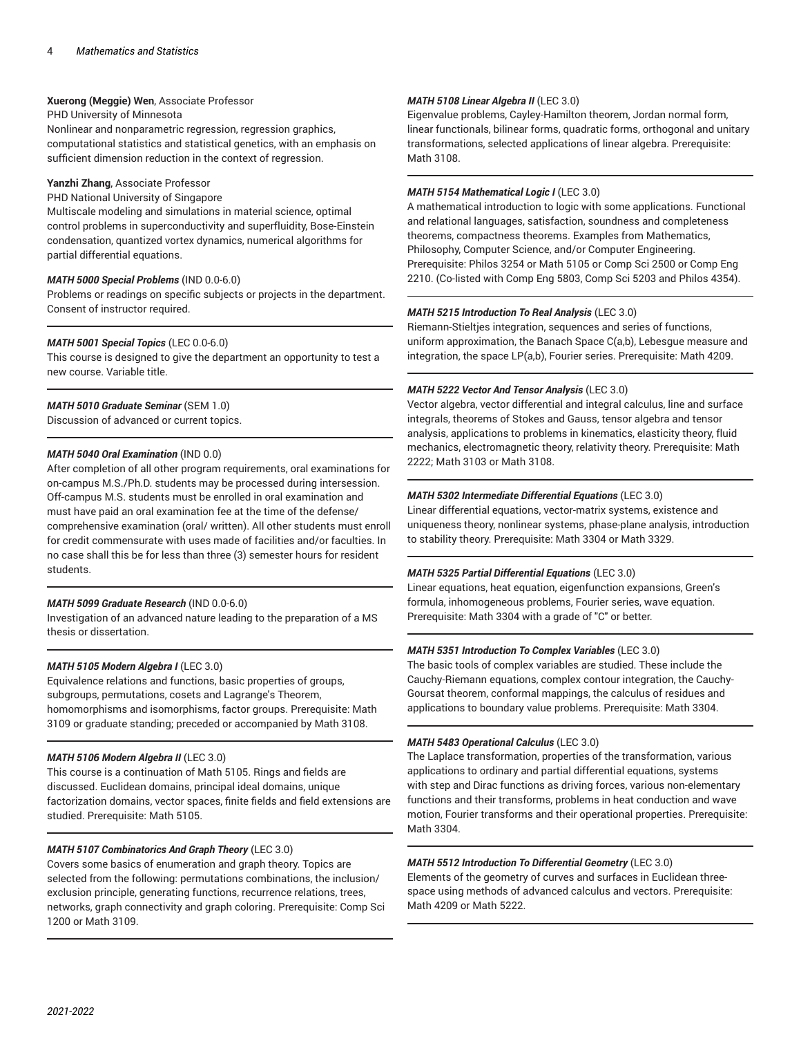**Xuerong (Meggie) Wen**, Associate Professor
PHD University of Minnesota
Nonlinear and nonparametric regression, regression graphics, computational statistics and statistical genetics, with an emphasis on sufficient dimension reduction in the context of regression.

**Yanzhi Zhang**, Associate Professor
PHD National University of Singapore
Multiscale modeling and simulations in material science, optimal control problems in superconductivity and superfluidity, Bose-Einstein condensation, quantized vortex dynamics, numerical algorithms for partial differential equations.

***MATH 5000 Special Problems*** (IND 0.0-6.0)
Problems or readings on specific subjects or projects in the department. Consent of instructor required.

***MATH 5001 Special Topics*** (LEC 0.0-6.0)
This course is designed to give the department an opportunity to test a new course. Variable title.

***MATH 5010 Graduate Seminar*** (SEM 1.0)
Discussion of advanced or current topics.

***MATH 5040 Oral Examination*** (IND 0.0)
After completion of all other program requirements, oral examinations for on-campus M.S./Ph.D. students may be processed during intersession. Off-campus M.S. students must be enrolled in oral examination and must have paid an oral examination fee at the time of the defense/ comprehensive examination (oral/ written). All other students must enroll for credit commensurate with uses made of facilities and/or faculties. In no case shall this be for less than three (3) semester hours for resident students.

***MATH 5099 Graduate Research*** (IND 0.0-6.0)
Investigation of an advanced nature leading to the preparation of a MS thesis or dissertation.

***MATH 5105 Modern Algebra I*** (LEC 3.0)
Equivalence relations and functions, basic properties of groups, subgroups, permutations, cosets and Lagrange's Theorem, homomorphisms and isomorphisms, factor groups. Prerequisite: Math 3109 or graduate standing; preceded or accompanied by Math 3108.

***MATH 5106 Modern Algebra II*** (LEC 3.0)
This course is a continuation of Math 5105. Rings and fields are discussed. Euclidean domains, principal ideal domains, unique factorization domains, vector spaces, finite fields and field extensions are studied. Prerequisite: Math 5105.

***MATH 5107 Combinatorics And Graph Theory*** (LEC 3.0)
Covers some basics of enumeration and graph theory. Topics are selected from the following: permutations combinations, the inclusion/ exclusion principle, generating functions, recurrence relations, trees, networks, graph connectivity and graph coloring. Prerequisite: Comp Sci 1200 or Math 3109.

***MATH 5108 Linear Algebra II*** (LEC 3.0)
Eigenvalue problems, Cayley-Hamilton theorem, Jordan normal form, linear functionals, bilinear forms, quadratic forms, orthogonal and unitary transformations, selected applications of linear algebra. Prerequisite: Math 3108.

***MATH 5154 Mathematical Logic I*** (LEC 3.0)
A mathematical introduction to logic with some applications. Functional and relational languages, satisfaction, soundness and completeness theorems, compactness theorems. Examples from Mathematics, Philosophy, Computer Science, and/or Computer Engineering. Prerequisite: Philos 3254 or Math 5105 or Comp Sci 2500 or Comp Eng 2210. (Co-listed with Comp Eng 5803, Comp Sci 5203 and Philos 4354).

***MATH 5215 Introduction To Real Analysis*** (LEC 3.0)
Riemann-Stieltjes integration, sequences and series of functions, uniform approximation, the Banach Space C(a,b), Lebesgue measure and integration, the space LP(a,b), Fourier series. Prerequisite: Math 4209.

***MATH 5222 Vector And Tensor Analysis*** (LEC 3.0)
Vector algebra, vector differential and integral calculus, line and surface integrals, theorems of Stokes and Gauss, tensor algebra and tensor analysis, applications to problems in kinematics, elasticity theory, fluid mechanics, electromagnetic theory, relativity theory. Prerequisite: Math 2222; Math 3103 or Math 3108.

***MATH 5302 Intermediate Differential Equations*** (LEC 3.0)
Linear differential equations, vector-matrix systems, existence and uniqueness theory, nonlinear systems, phase-plane analysis, introduction to stability theory. Prerequisite: Math 3304 or Math 3329.

***MATH 5325 Partial Differential Equations*** (LEC 3.0)
Linear equations, heat equation, eigenfunction expansions, Green's formula, inhomogeneous problems, Fourier series, wave equation. Prerequisite: Math 3304 with a grade of "C" or better.

***MATH 5351 Introduction To Complex Variables*** (LEC 3.0)
The basic tools of complex variables are studied. These include the Cauchy-Riemann equations, complex contour integration, the Cauchy-Goursat theorem, conformal mappings, the calculus of residues and applications to boundary value problems. Prerequisite: Math 3304.

***MATH 5483 Operational Calculus*** (LEC 3.0)
The Laplace transformation, properties of the transformation, various applications to ordinary and partial differential equations, systems with step and Dirac functions as driving forces, various non-elementary functions and their transforms, problems in heat conduction and wave motion, Fourier transforms and their operational properties. Prerequisite: Math 3304.

***MATH 5512 Introduction To Differential Geometry*** (LEC 3.0)
Elements of the geometry of curves and surfaces in Euclidean three-space using methods of advanced calculus and vectors. Prerequisite: Math 4209 or Math 5222.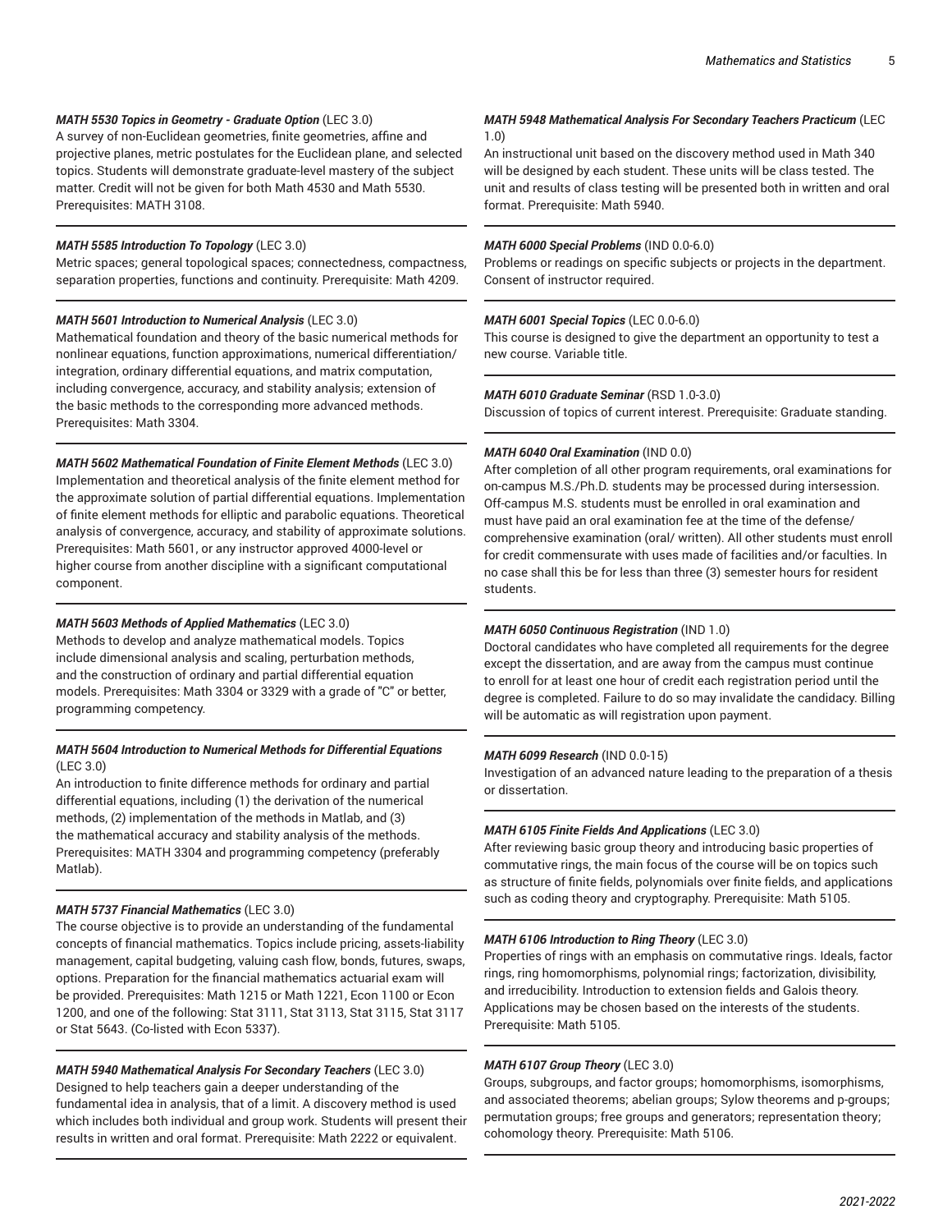**_MATH 5530 Topics in Geometry - Graduate Option_** (LEC 3.0)
A survey of non-Euclidean geometries, finite geometries, affine and projective planes, metric postulates for the Euclidean plane, and selected topics. Students will demonstrate graduate-level mastery of the subject matter. Credit will not be given for both Math 4530 and Math 5530. Prerequisites: MATH 3108.

**_MATH 5585 Introduction To Topology_** (LEC 3.0)
Metric spaces; general topological spaces; connectedness, compactness, separation properties, functions and continuity. Prerequisite: Math 4209.

**_MATH 5601 Introduction to Numerical Analysis_** (LEC 3.0)
Mathematical foundation and theory of the basic numerical methods for nonlinear equations, function approximations, numerical differentiation/integration, ordinary differential equations, and matrix computation, including convergence, accuracy, and stability analysis; extension of the basic methods to the corresponding more advanced methods. Prerequisites: Math 3304.

**_MATH 5602 Mathematical Foundation of Finite Element Methods_** (LEC 3.0)
Implementation and theoretical analysis of the finite element method for the approximate solution of partial differential equations. Implementation of finite element methods for elliptic and parabolic equations. Theoretical analysis of convergence, accuracy, and stability of approximate solutions. Prerequisites: Math 5601, or any instructor approved 4000-level or higher course from another discipline with a significant computational component.

**_MATH 5603 Methods of Applied Mathematics_** (LEC 3.0)
Methods to develop and analyze mathematical models. Topics include dimensional analysis and scaling, perturbation methods, and the construction of ordinary and partial differential equation models. Prerequisites: Math 3304 or 3329 with a grade of "C" or better, programming competency.

**_MATH 5604 Introduction to Numerical Methods for Differential Equations_** (LEC 3.0)
An introduction to finite difference methods for ordinary and partial differential equations, including (1) the derivation of the numerical methods, (2) implementation of the methods in Matlab, and (3) the mathematical accuracy and stability analysis of the methods. Prerequisites: MATH 3304 and programming competency (preferably Matlab).

**_MATH 5737 Financial Mathematics_** (LEC 3.0)
The course objective is to provide an understanding of the fundamental concepts of financial mathematics. Topics include pricing, assets-liability management, capital budgeting, valuing cash flow, bonds, futures, swaps, options. Preparation for the financial mathematics actuarial exam will be provided. Prerequisites: Math 1215 or Math 1221, Econ 1100 or Econ 1200, and one of the following: Stat 3111, Stat 3113, Stat 3115, Stat 3117 or Stat 5643. (Co-listed with Econ 5337).

**_MATH 5940 Mathematical Analysis For Secondary Teachers_** (LEC 3.0)
Designed to help teachers gain a deeper understanding of the fundamental idea in analysis, that of a limit. A discovery method is used which includes both individual and group work. Students will present their results in written and oral format. Prerequisite: Math 2222 or equivalent.

**_MATH 5948 Mathematical Analysis For Secondary Teachers Practicum_** (LEC 1.0)
An instructional unit based on the discovery method used in Math 340 will be designed by each student. These units will be class tested. The unit and results of class testing will be presented both in written and oral format. Prerequisite: Math 5940.

**_MATH 6000 Special Problems_** (IND 0.0-6.0)
Problems or readings on specific subjects or projects in the department. Consent of instructor required.

**_MATH 6001 Special Topics_** (LEC 0.0-6.0)
This course is designed to give the department an opportunity to test a new course. Variable title.

**_MATH 6010 Graduate Seminar_** (RSD 1.0-3.0)
Discussion of topics of current interest. Prerequisite: Graduate standing.

**_MATH 6040 Oral Examination_** (IND 0.0)
After completion of all other program requirements, oral examinations for on-campus M.S./Ph.D. students may be processed during intersession. Off-campus M.S. students must be enrolled in oral examination and must have paid an oral examination fee at the time of the defense/comprehensive examination (oral/ written). All other students must enroll for credit commensurate with uses made of facilities and/or faculties. In no case shall this be for less than three (3) semester hours for resident students.

**_MATH 6050 Continuous Registration_** (IND 1.0)
Doctoral candidates who have completed all requirements for the degree except the dissertation, and are away from the campus must continue to enroll for at least one hour of credit each registration period until the degree is completed. Failure to do so may invalidate the candidacy. Billing will be automatic as will registration upon payment.

**_MATH 6099 Research_** (IND 0.0-15)
Investigation of an advanced nature leading to the preparation of a thesis or dissertation.

**_MATH 6105 Finite Fields And Applications_** (LEC 3.0)
After reviewing basic group theory and introducing basic properties of commutative rings, the main focus of the course will be on topics such as structure of finite fields, polynomials over finite fields, and applications such as coding theory and cryptography. Prerequisite: Math 5105.

**_MATH 6106 Introduction to Ring Theory_** (LEC 3.0)
Properties of rings with an emphasis on commutative rings. Ideals, factor rings, ring homomorphisms, polynomial rings; factorization, divisibility, and irreducibility. Introduction to extension fields and Galois theory. Applications may be chosen based on the interests of the students. Prerequisite: Math 5105.

**_MATH 6107 Group Theory_** (LEC 3.0)
Groups, subgroups, and factor groups; homomorphisms, isomorphisms, and associated theorems; abelian groups; Sylow theorems and p-groups; permutation groups; free groups and generators; representation theory; cohomology theory. Prerequisite: Math 5106.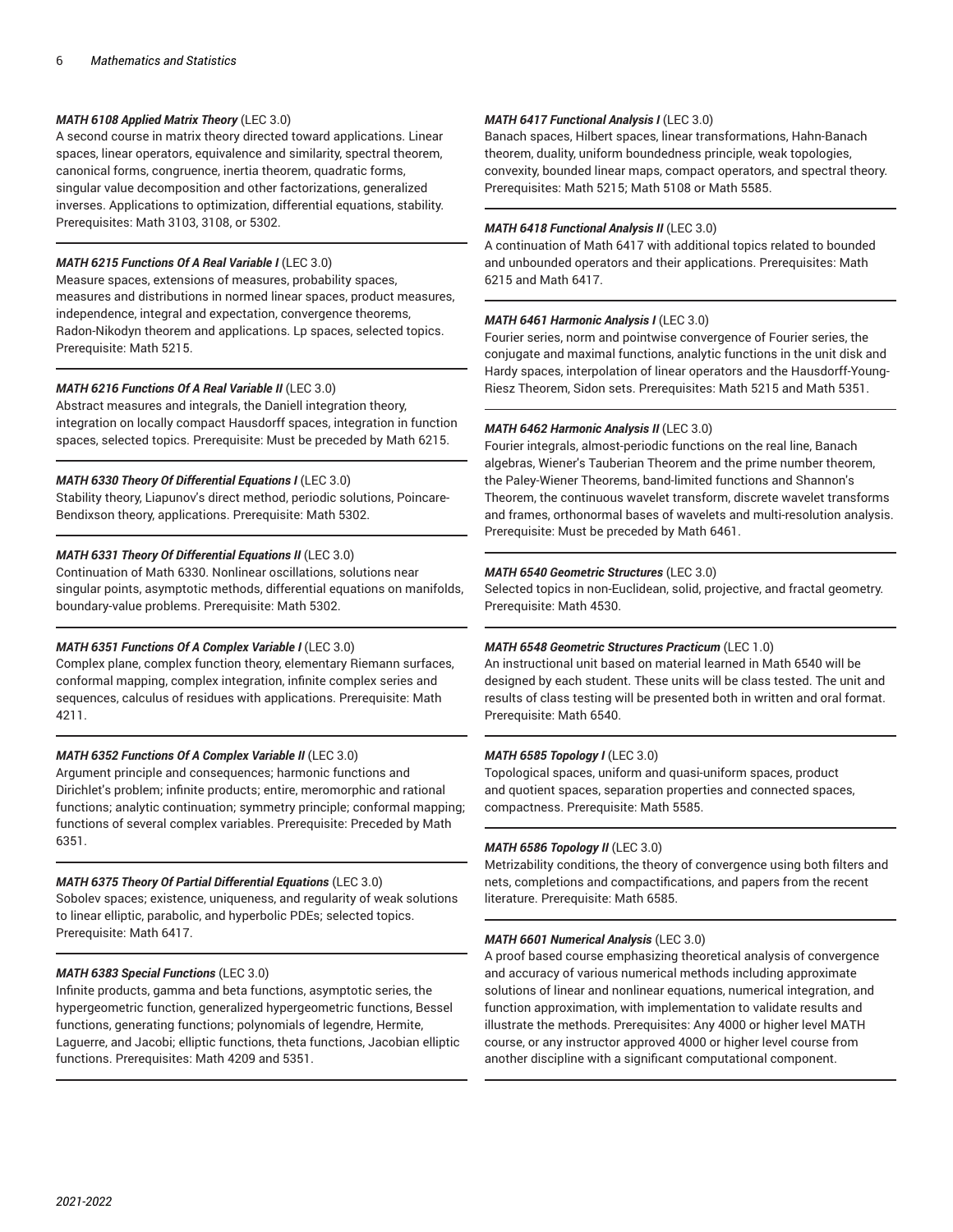***MATH 6108 Applied Matrix Theory*** (LEC 3.0)
A second course in matrix theory directed toward applications. Linear spaces, linear operators, equivalence and similarity, spectral theorem, canonical forms, congruence, inertia theorem, quadratic forms, singular value decomposition and other factorizations, generalized inverses. Applications to optimization, differential equations, stability. Prerequisites: Math 3103, 3108, or 5302.

***MATH 6215 Functions Of A Real Variable I*** (LEC 3.0)
Measure spaces, extensions of measures, probability spaces, measures and distributions in normed linear spaces, product measures, independence, integral and expectation, convergence theorems, Radon-Nikodyn theorem and applications. Lp spaces, selected topics. Prerequisite: Math 5215.

***MATH 6216 Functions Of A Real Variable II*** (LEC 3.0)
Abstract measures and integrals, the Daniell integration theory, integration on locally compact Hausdorff spaces, integration in function spaces, selected topics. Prerequisite: Must be preceded by Math 6215.

***MATH 6330 Theory Of Differential Equations I*** (LEC 3.0)
Stability theory, Liapunov's direct method, periodic solutions, Poincare-Bendixson theory, applications. Prerequisite: Math 5302.

***MATH 6331 Theory Of Differential Equations II*** (LEC 3.0)
Continuation of Math 6330. Nonlinear oscillations, solutions near singular points, asymptotic methods, differential equations on manifolds, boundary-value problems. Prerequisite: Math 5302.

***MATH 6351 Functions Of A Complex Variable I*** (LEC 3.0)
Complex plane, complex function theory, elementary Riemann surfaces, conformal mapping, complex integration, infinite complex series and sequences, calculus of residues with applications. Prerequisite: Math 4211.

***MATH 6352 Functions Of A Complex Variable II*** (LEC 3.0)
Argument principle and consequences; harmonic functions and Dirichlet's problem; infinite products; entire, meromorphic and rational functions; analytic continuation; symmetry principle; conformal mapping; functions of several complex variables. Prerequisite: Preceded by Math 6351.

***MATH 6375 Theory Of Partial Differential Equations*** (LEC 3.0)
Sobolev spaces; existence, uniqueness, and regularity of weak solutions to linear elliptic, parabolic, and hyperbolic PDEs; selected topics. Prerequisite: Math 6417.

***MATH 6383 Special Functions*** (LEC 3.0)
Infinite products, gamma and beta functions, asymptotic series, the hypergeometric function, generalized hypergeometric functions, Bessel functions, generating functions; polynomials of legendre, Hermite, Laguerre, and Jacobi; elliptic functions, theta functions, Jacobian elliptic functions. Prerequisites: Math 4209 and 5351.

***MATH 6417 Functional Analysis I*** (LEC 3.0)
Banach spaces, Hilbert spaces, linear transformations, Hahn-Banach theorem, duality, uniform boundedness principle, weak topologies, convexity, bounded linear maps, compact operators, and spectral theory. Prerequisites: Math 5215; Math 5108 or Math 5585.

***MATH 6418 Functional Analysis II*** (LEC 3.0)
A continuation of Math 6417 with additional topics related to bounded and unbounded operators and their applications. Prerequisites: Math 6215 and Math 6417.

***MATH 6461 Harmonic Analysis I*** (LEC 3.0)
Fourier series, norm and pointwise convergence of Fourier series, the conjugate and maximal functions, analytic functions in the unit disk and Hardy spaces, interpolation of linear operators and the Hausdorff-Young-Riesz Theorem, Sidon sets. Prerequisites: Math 5215 and Math 5351.

***MATH 6462 Harmonic Analysis II*** (LEC 3.0)
Fourier integrals, almost-periodic functions on the real line, Banach algebras, Wiener's Tauberian Theorem and the prime number theorem, the Paley-Wiener Theorems, band-limited functions and Shannon's Theorem, the continuous wavelet transform, discrete wavelet transforms and frames, orthonormal bases of wavelets and multi-resolution analysis. Prerequisite: Must be preceded by Math 6461.

***MATH 6540 Geometric Structures*** (LEC 3.0)
Selected topics in non-Euclidean, solid, projective, and fractal geometry. Prerequisite: Math 4530.

***MATH 6548 Geometric Structures Practicum*** (LEC 1.0)
An instructional unit based on material learned in Math 6540 will be designed by each student. These units will be class tested. The unit and results of class testing will be presented both in written and oral format. Prerequisite: Math 6540.

***MATH 6585 Topology I*** (LEC 3.0)
Topological spaces, uniform and quasi-uniform spaces, product and quotient spaces, separation properties and connected spaces, compactness. Prerequisite: Math 5585.

***MATH 6586 Topology II*** (LEC 3.0)
Metrizability conditions, the theory of convergence using both filters and nets, completions and compactifications, and papers from the recent literature. Prerequisite: Math 6585.

***MATH 6601 Numerical Analysis*** (LEC 3.0)
A proof based course emphasizing theoretical analysis of convergence and accuracy of various numerical methods including approximate solutions of linear and nonlinear equations, numerical integration, and function approximation, with implementation to validate results and illustrate the methods. Prerequisites: Any 4000 or higher level MATH course, or any instructor approved 4000 or higher level course from another discipline with a significant computational component.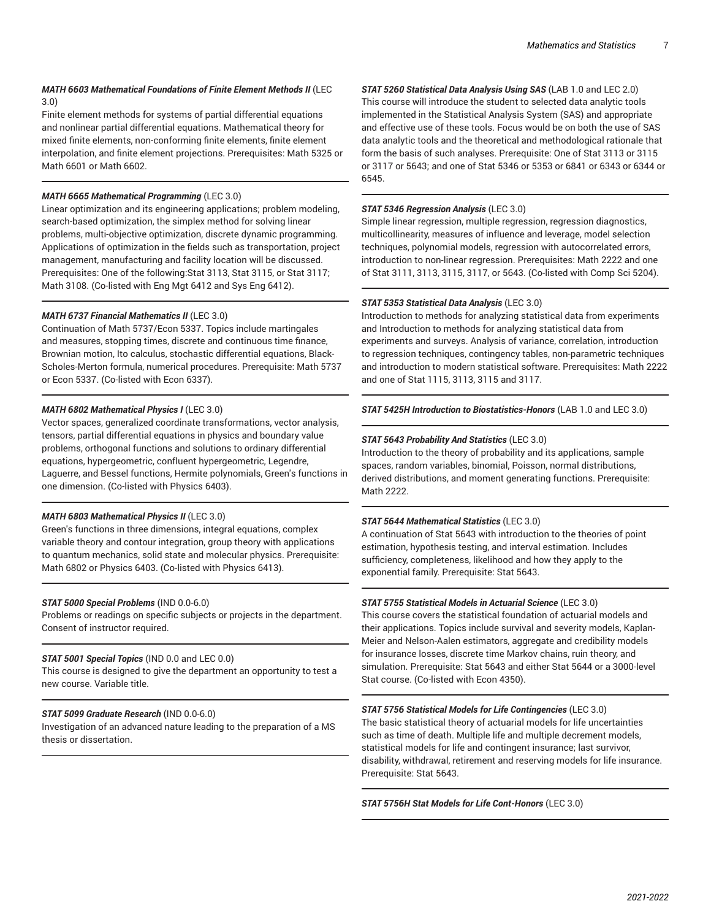***MATH 6603 Mathematical Foundations of Finite Element Methods II*** (LEC 3.0)
Finite element methods for systems of partial differential equations and nonlinear partial differential equations. Mathematical theory for mixed finite elements, non-conforming finite elements, finite element interpolation, and finite element projections. Prerequisites: Math 5325 or Math 6601 or Math 6602.

***MATH 6665 Mathematical Programming*** (LEC 3.0)
Linear optimization and its engineering applications; problem modeling, search-based optimization, the simplex method for solving linear problems, multi-objective optimization, discrete dynamic programming. Applications of optimization in the fields such as transportation, project management, manufacturing and facility location will be discussed. Prerequisites: One of the following:Stat 3113, Stat 3115, or Stat 3117; Math 3108. (Co-listed with Eng Mgt 6412 and Sys Eng 6412).

***MATH 6737 Financial Mathematics II*** (LEC 3.0)
Continuation of Math 5737/Econ 5337. Topics include martingales and measures, stopping times, discrete and continuous time finance, Brownian motion, Ito calculus, stochastic differential equations, Black-Scholes-Merton formula, numerical procedures. Prerequisite: Math 5737 or Econ 5337. (Co-listed with Econ 6337).

***MATH 6802 Mathematical Physics I*** (LEC 3.0)
Vector spaces, generalized coordinate transformations, vector analysis, tensors, partial differential equations in physics and boundary value problems, orthogonal functions and solutions to ordinary differential equations, hypergeometric, confluent hypergeometric, Legendre, Laguerre, and Bessel functions, Hermite polynomials, Green's functions in one dimension. (Co-listed with Physics 6403).

***MATH 6803 Mathematical Physics II*** (LEC 3.0)
Green's functions in three dimensions, integral equations, complex variable theory and contour integration, group theory with applications to quantum mechanics, solid state and molecular physics. Prerequisite: Math 6802 or Physics 6403. (Co-listed with Physics 6413).

***STAT 5000 Special Problems*** (IND 0.0-6.0)
Problems or readings on specific subjects or projects in the department. Consent of instructor required.

***STAT 5001 Special Topics*** (IND 0.0 and LEC 0.0)
This course is designed to give the department an opportunity to test a new course. Variable title.

***STAT 5099 Graduate Research*** (IND 0.0-6.0)
Investigation of an advanced nature leading to the preparation of a MS thesis or dissertation.

***STAT 5260 Statistical Data Analysis Using SAS*** (LAB 1.0 and LEC 2.0)
This course will introduce the student to selected data analytic tools implemented in the Statistical Analysis System (SAS) and appropriate and effective use of these tools. Focus would be on both the use of SAS data analytic tools and the theoretical and methodological rationale that form the basis of such analyses. Prerequisite: One of Stat 3113 or 3115 or 3117 or 5643; and one of Stat 5346 or 5353 or 6841 or 6343 or 6344 or 6545.

***STAT 5346 Regression Analysis*** (LEC 3.0)
Simple linear regression, multiple regression, regression diagnostics, multicollinearity, measures of influence and leverage, model selection techniques, polynomial models, regression with autocorrelated errors, introduction to non-linear regression. Prerequisites: Math 2222 and one of Stat 3111, 3113, 3115, 3117, or 5643. (Co-listed with Comp Sci 5204).

***STAT 5353 Statistical Data Analysis*** (LEC 3.0)
Introduction to methods for analyzing statistical data from experiments and Introduction to methods for analyzing statistical data from experiments and surveys. Analysis of variance, correlation, introduction to regression techniques, contingency tables, non-parametric techniques and introduction to modern statistical software. Prerequisites: Math 2222 and one of Stat 1115, 3113, 3115 and 3117.

***STAT 5425H Introduction to Biostatistics-Honors*** (LAB 1.0 and LEC 3.0)

***STAT 5643 Probability And Statistics*** (LEC 3.0)
Introduction to the theory of probability and its applications, sample spaces, random variables, binomial, Poisson, normal distributions, derived distributions, and moment generating functions. Prerequisite: Math 2222.

***STAT 5644 Mathematical Statistics*** (LEC 3.0)
A continuation of Stat 5643 with introduction to the theories of point estimation, hypothesis testing, and interval estimation. Includes sufficiency, completeness, likelihood and how they apply to the exponential family. Prerequisite: Stat 5643.

***STAT 5755 Statistical Models in Actuarial Science*** (LEC 3.0)
This course covers the statistical foundation of actuarial models and their applications. Topics include survival and severity models, Kaplan-Meier and Nelson-Aalen estimators, aggregate and credibility models for insurance losses, discrete time Markov chains, ruin theory, and simulation. Prerequisite: Stat 5643 and either Stat 5644 or a 3000-level Stat course. (Co-listed with Econ 4350).

***STAT 5756 Statistical Models for Life Contingencies*** (LEC 3.0)
The basic statistical theory of actuarial models for life uncertainties such as time of death. Multiple life and multiple decrement models, statistical models for life and contingent insurance; last survivor, disability, withdrawal, retirement and reserving models for life insurance. Prerequisite: Stat 5643.

***STAT 5756H Stat Models for Life Cont-Honors*** (LEC 3.0)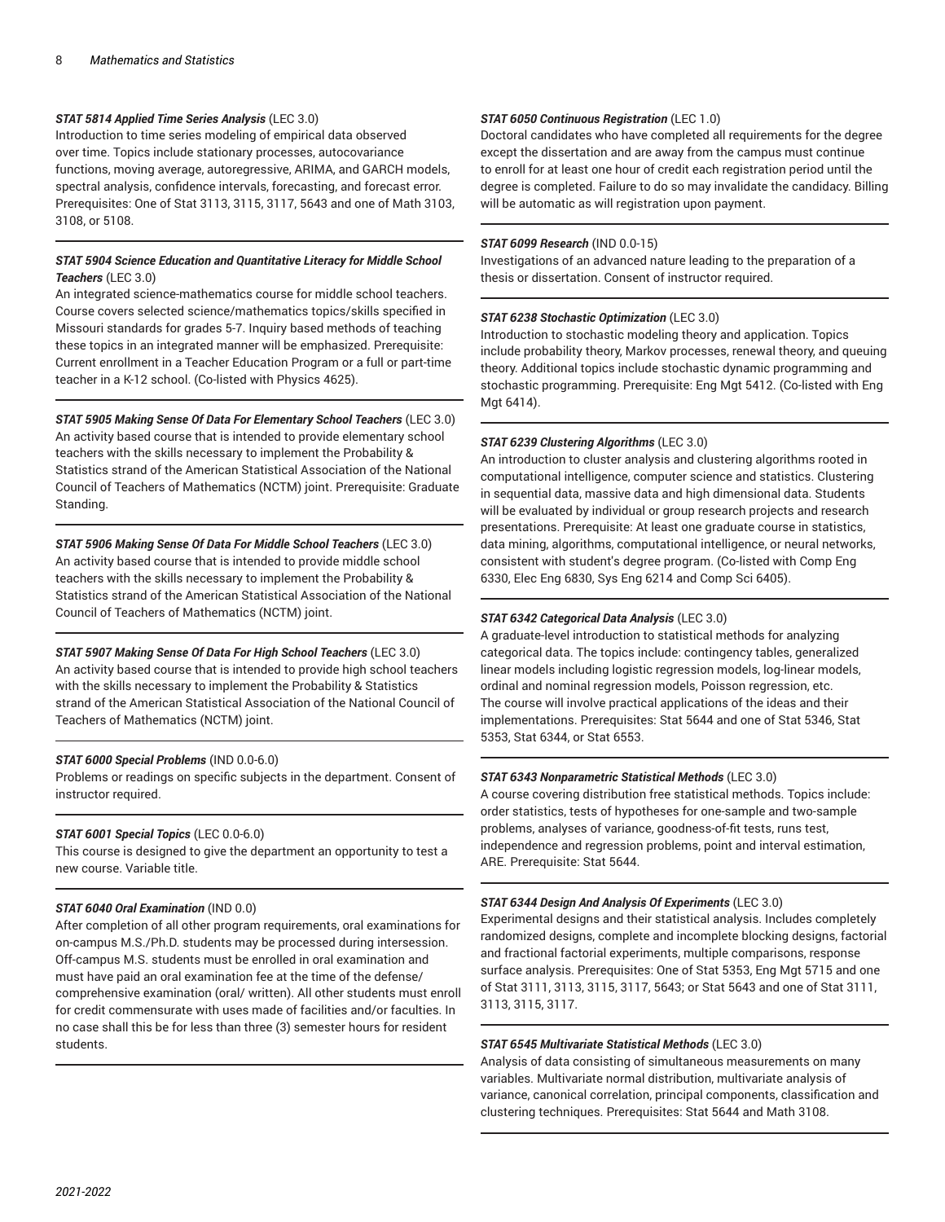***STAT 5814 Applied Time Series Analysis*** (LEC 3.0)
Introduction to time series modeling of empirical data observed over time. Topics include stationary processes, autocovariance functions, moving average, autoregressive, ARIMA, and GARCH models, spectral analysis, confidence intervals, forecasting, and forecast error. Prerequisites: One of Stat 3113, 3115, 3117, 5643 and one of Math 3103, 3108, or 5108.

---

***STAT 5904 Science Education and Quantitative Literacy for Middle School Teachers*** (LEC 3.0)
An integrated science-mathematics course for middle school teachers. Course covers selected science/mathematics topics/skills specified in Missouri standards for grades 5-7. Inquiry based methods of teaching these topics in an integrated manner will be emphasized. Prerequisite: Current enrollment in a Teacher Education Program or a full or part-time teacher in a K-12 school. (Co-listed with Physics 4625).

---

***STAT 5905 Making Sense Of Data For Elementary School Teachers*** (LEC 3.0)
An activity based course that is intended to provide elementary school teachers with the skills necessary to implement the Probability & Statistics strand of the American Statistical Association of the National Council of Teachers of Mathematics (NCTM) joint. Prerequisite: Graduate Standing.

---

***STAT 5906 Making Sense Of Data For Middle School Teachers*** (LEC 3.0)
An activity based course that is intended to provide middle school teachers with the skills necessary to implement the Probability & Statistics strand of the American Statistical Association of the National Council of Teachers of Mathematics (NCTM) joint.

---

***STAT 5907 Making Sense Of Data For High School Teachers*** (LEC 3.0)
An activity based course that is intended to provide high school teachers with the skills necessary to implement the Probability & Statistics strand of the American Statistical Association of the National Council of Teachers of Mathematics (NCTM) joint.

---

***STAT 6000 Special Problems*** (IND 0.0-6.0)
Problems or readings on specific subjects in the department. Consent of instructor required.

---

***STAT 6001 Special Topics*** (LEC 0.0-6.0)
This course is designed to give the department an opportunity to test a new course. Variable title.

---

***STAT 6040 Oral Examination*** (IND 0.0)
After completion of all other program requirements, oral examinations for on-campus M.S./Ph.D. students may be processed during intersession. Off-campus M.S. students must be enrolled in oral examination and must have paid an oral examination fee at the time of the defense/ comprehensive examination (oral/ written). All other students must enroll for credit commensurate with uses made of facilities and/or faculties. In no case shall this be for less than three (3) semester hours for resident students.

---

***STAT 6050 Continuous Registration*** (LEC 1.0)
Doctoral candidates who have completed all requirements for the degree except the dissertation and are away from the campus must continue to enroll for at least one hour of credit each registration period until the degree is completed. Failure to do so may invalidate the candidacy. Billing will be automatic as will registration upon payment.

---

***STAT 6099 Research*** (IND 0.0-15)
Investigations of an advanced nature leading to the preparation of a thesis or dissertation. Consent of instructor required.

---

***STAT 6238 Stochastic Optimization*** (LEC 3.0)
Introduction to stochastic modeling theory and application. Topics include probability theory, Markov processes, renewal theory, and queuing theory. Additional topics include stochastic dynamic programming and stochastic programming. Prerequisite: Eng Mgt 5412. (Co-listed with Eng Mgt 6414).

---

***STAT 6239 Clustering Algorithms*** (LEC 3.0)
An introduction to cluster analysis and clustering algorithms rooted in computational intelligence, computer science and statistics. Clustering in sequential data, massive data and high dimensional data. Students will be evaluated by individual or group research projects and research presentations. Prerequisite: At least one graduate course in statistics, data mining, algorithms, computational intelligence, or neural networks, consistent with student's degree program. (Co-listed with Comp Eng 6330, Elec Eng 6830, Sys Eng 6214 and Comp Sci 6405).

---

***STAT 6342 Categorical Data Analysis*** (LEC 3.0)
A graduate-level introduction to statistical methods for analyzing categorical data. The topics include: contingency tables, generalized linear models including logistic regression models, log-linear models, ordinal and nominal regression models, Poisson regression, etc. The course will involve practical applications of the ideas and their implementations. Prerequisites: Stat 5644 and one of Stat 5346, Stat 5353, Stat 6344, or Stat 6553.

---

***STAT 6343 Nonparametric Statistical Methods*** (LEC 3.0)
A course covering distribution free statistical methods. Topics include: order statistics, tests of hypotheses for one-sample and two-sample problems, analyses of variance, goodness-of-fit tests, runs test, independence and regression problems, point and interval estimation, ARE. Prerequisite: Stat 5644.

---

***STAT 6344 Design And Analysis Of Experiments*** (LEC 3.0)
Experimental designs and their statistical analysis. Includes completely randomized designs, complete and incomplete blocking designs, factorial and fractional factorial experiments, multiple comparisons, response surface analysis. Prerequisites: One of Stat 5353, Eng Mgt 5715 and one of Stat 3111, 3113, 3115, 3117, 5643; or Stat 5643 and one of Stat 3111, 3113, 3115, 3117.

---

***STAT 6545 Multivariate Statistical Methods*** (LEC 3.0)
Analysis of data consisting of simultaneous measurements on many variables. Multivariate normal distribution, multivariate analysis of variance, canonical correlation, principal components, classification and clustering techniques. Prerequisites: Stat 5644 and Math 3108.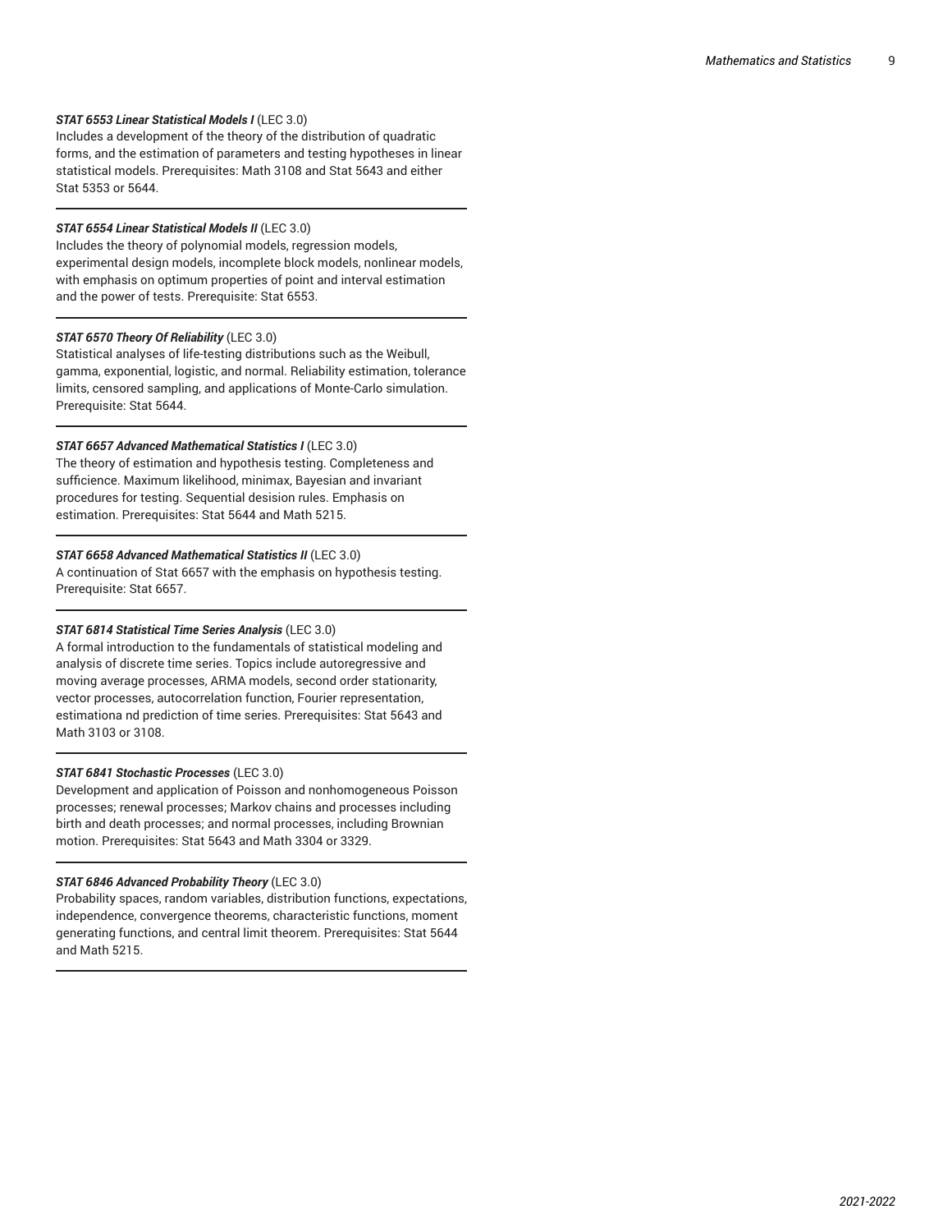***STAT 6553 Linear Statistical Models I*** (LEC 3.0)
Includes a development of the theory of the distribution of quadratic forms, and the estimation of parameters and testing hypotheses in linear statistical models. Prerequisites: Math 3108 and Stat 5643 and either Stat 5353 or 5644.

---

***STAT 6554 Linear Statistical Models II*** (LEC 3.0)
Includes the theory of polynomial models, regression models, experimental design models, incomplete block models, nonlinear models, with emphasis on optimum properties of point and interval estimation and the power of tests. Prerequisite: Stat 6553.

---

***STAT 6570 Theory Of Reliability*** (LEC 3.0)
Statistical analyses of life-testing distributions such as the Weibull, gamma, exponential, logistic, and normal. Reliability estimation, tolerance limits, censored sampling, and applications of Monte-Carlo simulation. Prerequisite: Stat 5644.

---

***STAT 6657 Advanced Mathematical Statistics I*** (LEC 3.0)
The theory of estimation and hypothesis testing. Completeness and sufficience. Maximum likelihood, minimax, Bayesian and invariant procedures for testing. Sequential desision rules. Emphasis on estimation. Prerequisites: Stat 5644 and Math 5215.

---

***STAT 6658 Advanced Mathematical Statistics II*** (LEC 3.0)
A continuation of Stat 6657 with the emphasis on hypothesis testing. Prerequisite: Stat 6657.

---

***STAT 6814 Statistical Time Series Analysis*** (LEC 3.0)
A formal introduction to the fundamentals of statistical modeling and analysis of discrete time series. Topics include autoregressive and moving average processes, ARMA models, second order stationarity, vector processes, autocorrelation function, Fourier representation, estimationa nd prediction of time series. Prerequisites: Stat 5643 and Math 3103 or 3108.

---

***STAT 6841 Stochastic Processes*** (LEC 3.0)
Development and application of Poisson and nonhomogeneous Poisson processes; renewal processes; Markov chains and processes including birth and death processes; and normal processes, including Brownian motion. Prerequisites: Stat 5643 and Math 3304 or 3329.

---

***STAT 6846 Advanced Probability Theory*** (LEC 3.0)
Probability spaces, random variables, distribution functions, expectations, independence, convergence theorems, characteristic functions, moment generating functions, and central limit theorem. Prerequisites: Stat 5644 and Math 5215.

---